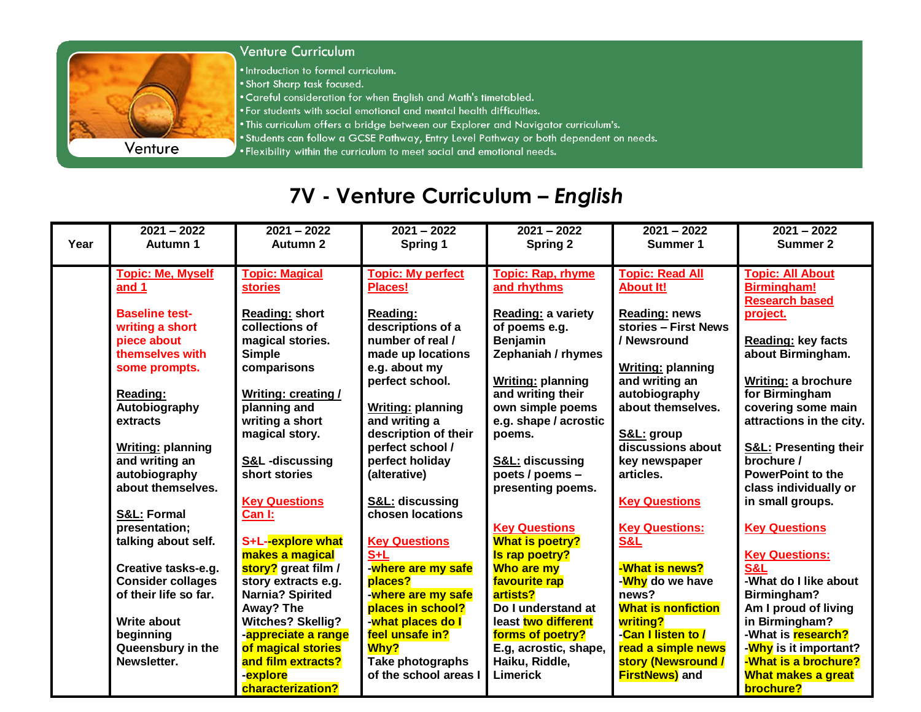## Venture Curriculum

Venture

- Introduction to formal curriculum.
- Short Sharp task focused.
- Careful consideration for when English and Math's timetabled.
- For students with social emotional and mental health difficulties.
- This curriculum offers a bridge between our Explorer and Navigator curriculum's.
- Students can follow a GCSE Pathway, Entry Level Pathway or both dependent on needs.
- Flexibility within the curriculum to meet social and emotional needs.

# 7V - Venture Curriculum – *English*

| Year | 2021 – 2022 Autumn 1 | 2021 – 2022 Autumn 2 | 2021 – 2022 Spring 1 | 2021 – 2022 Spring 2 | 2021 – 2022 Summer 1 | 2021 – 2022 Summer 2 |
|---|---|---|---|---|---|---|
| | **Topic: Me, Myself and 1**<br><br>**Baseline test- writing a short piece about themselves with some prompts.**<br><br>**Reading:** Autobiography extracts<br><br>**Writing:** planning and writing an autobiography about themselves.<br><br>**S&L:** Formal presentation; talking about self.<br><br>Creative tasks-e.g. Consider collages of their life so far.<br><br>Write about beginning Queensbury in the Newsletter. | **Topic: Magical stories**<br><br>**Reading:** short collections of magical stories. Simple comparisons<br><br>**Writing: creating /** planning and writing a short magical story.<br><br>**S&L** -discussing short stories<br><br>**Key Questions Can I:**<br><br>S+L--explore what makes a magical story? great film / story extracts e.g. Narnia? Spirited Away? The Witches? Skellig?<br>-appreciate a range of magical stories and film extracts?<br>-explore characterization? | **Topic: My perfect Places!**<br><br>**Reading:** descriptions of a number of real / made up locations e.g. about my perfect school.<br><br>**Writing:** planning and writing a description of their perfect school / perfect holiday (alterative)<br><br>**S&L:** discussing chosen locations<br><br>**Key Questions S+L**<br>-where are my safe places?<br>-where are my safe places in school?<br>-what places do I feel unsafe in? Why?<br>Take photographs of the school areas I | **Topic: Rap, rhyme and rhythms**<br><br>**Reading:** a variety of poems e.g. Benjamin Zephaniah / rhymes<br><br>**Writing:** planning and writing their own simple poems e.g. shape / acrostic poems.<br><br>**S&L:** discussing poets / poems – presenting poems.<br><br>**Key Questions**<br>What is poetry?<br>Is rap poetry?<br>Who are my favourite rap artists?<br>Do I understand at least two different forms of poetry?<br>E.g, acrostic, shape, Haiku, Riddle, Limerick | **Topic: Read All About It!**<br><br>**Reading:** news stories – First News / Newsround<br><br>**Writing:** planning and writing an autobiography about themselves.<br><br>**S&L:** group discussions about key newspaper articles.<br><br>**Key Questions**<br><br>**Key Questions: S&L**<br><br>-What is news?<br>-Why do we have news?<br>What is nonfiction writing?<br>-Can I listen to / read a simple news story (Newsround / FirstNews) and | **Topic: All About Birmingham! Research based project.**<br><br>**Reading:** key facts about Birmingham.<br><br>**Writing:** a brochure for Birmingham covering some main attractions in the city.<br><br>**S&L:** Presenting their brochure / PowerPoint to the class individually or in small groups.<br><br>**Key Questions**<br><br>**Key Questions: S&L**<br>-What do I like about Birmingham?<br>Am I proud of living in Birmingham?<br>-What is research?<br>-Why is it important?<br>-What is a brochure?<br>What makes a great brochure? |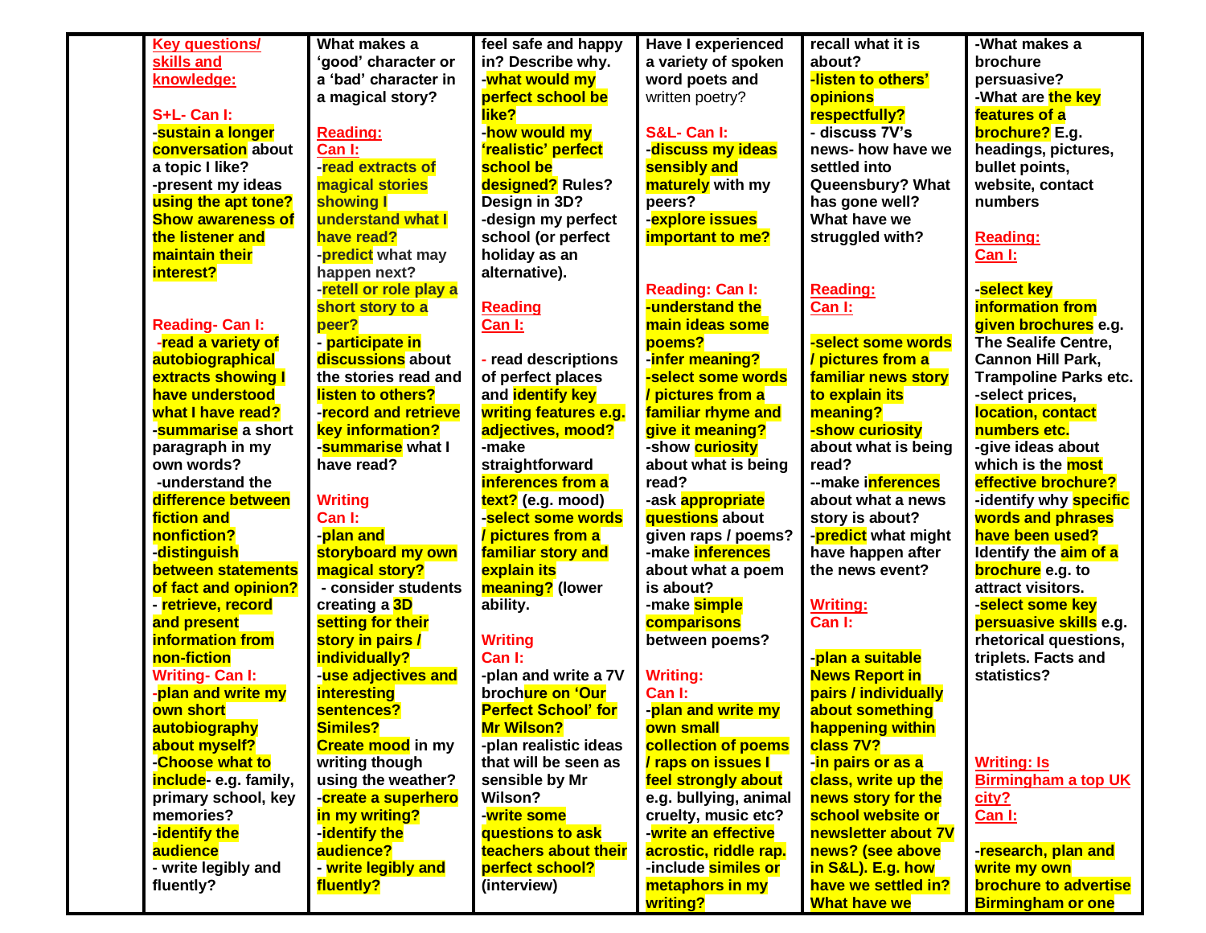| | Key questions/ skills and knowledge: | | | | | |
|---|---|---|---|---|---|---|
| | **S+L- Can I:**<br>-sustain a longer conversation about a topic I like?<br>-present my ideas using the apt tone? Show awareness of the listener and maintain their interest?<br><br>**Reading- Can I:**<br>-read a variety of autobiographical extracts showing I have understood what I have read?<br>-summarise a short paragraph in my own words?<br>-understand the difference between fiction and nonfiction?<br>-distinguish between statements of fact and opinion?<br>- retrieve, record and present information from non-fiction<br>**Writing- Can I:**<br>-plan and write my own short autobiography about myself?<br>-Choose what to include- e.g. family, primary school, key memories?<br>-identify the audience<br>- write legibly and fluently? | What makes a 'good' character or a 'bad' character in a magical story?<br><br>**Reading:**<br>**Can I:**<br>-read extracts of magical stories showing I understand what I have read?<br>-predict what may happen next?<br>-retell or role play a short story to a peer?<br>- participate in discussions about the stories read and listen to others?<br>-record and retrieve key information?<br>-summarise what I have read?<br><br>**Writing**<br>**Can I:**<br>-plan and storyboard my own magical story?<br>- consider students creating a 3D setting for their story in pairs / individually?<br>-use adjectives and interesting sentences? Similes? Create mood in my writing though using the weather?<br>-create a superhero in my writing?<br>-identify the audience?<br>- write legibly and fluently? | feel safe and happy in? Describe why.<br>-what would my perfect school be like?<br>-how would my 'realistic' perfect school be designed? Rules? Design in 3D?<br>-design my perfect school (or perfect holiday as an alternative).<br><br>**Reading**<br>**Can I:**<br><br>- read descriptions of perfect places and identify key writing features e.g. adjectives, mood?<br>-make straightforward inferences from a text? (e.g. mood)<br>-select some words / pictures from a familiar story and explain its meaning? (lower ability.<br><br>**Writing**<br>**Can I:**<br>-plan and write a 7V brochure on 'Our Perfect School' for Mr Wilson?<br>-plan realistic ideas that will be seen as sensible by Mr Wilson?<br>-write some questions to ask teachers about their perfect school? (interview) | Have I experienced a variety of spoken word poets and written poetry?<br><br>**S&L- Can I:**<br>-discuss my ideas sensibly and maturely with my peers?<br>-explore issues important to me?<br><br>**Reading: Can I:**<br>-understand the main ideas some poems?<br>-infer meaning?<br>-select some words / pictures from a familiar rhyme and give it meaning?<br>-show curiosity about what is being read?<br>-ask appropriate questions about given raps / poems?<br>-make inferences about what a poem is about?<br>-make simple comparisons between poems?<br><br>**Writing:**<br>**Can I:**<br>-plan and write my own small collection of poems / raps on issues I feel strongly about e.g. bullying, animal cruelty, music etc?<br>-write an effective acrostic, riddle rap.<br>-include similes or metaphors in my writing? | recall what it is about?<br>-listen to others' opinions respectfully?<br>- discuss 7V's news- how have we settled into Queensbury? What has gone well? What have we struggled with?<br><br>**Reading:**<br>**Can I:**<br><br>-select some words / pictures from a familiar news story to explain its meaning?<br>-show curiosity about what is being read?<br>--make inferences about what a news story is about?<br>-predict what might have happen after the news event?<br><br>**Writing:**<br>**Can I:**<br><br>-plan a suitable News Report in pairs / individually about something happening within class 7V?<br>-in pairs or as a class, write up the news story for the school website or newsletter about 7V news? (see above in S&L). E.g. how have we settled in? What have we | -What makes a brochure persuasive?<br>-What are the key features of a brochure? E.g. headings, pictures, bullet points, website, contact numbers<br><br>**Reading:**<br>**Can I:**<br><br>-select key information from given brochures e.g. The Sealife Centre, Cannon Hill Park, Trampoline Parks etc.<br>-select prices, location, contact numbers etc.<br>-give ideas about which is the most effective brochure?<br>-identify why specific words and phrases have been used? Identify the aim of a brochure e.g. to attract visitors.<br>-select some key persuasive skills e.g. rhetorical questions, triplets. Facts and statistics?<br><br>**Writing: Is Birmingham a top UK city?**<br>**Can I:**<br><br>-research, plan and write my own brochure to advertise Birmingham or one |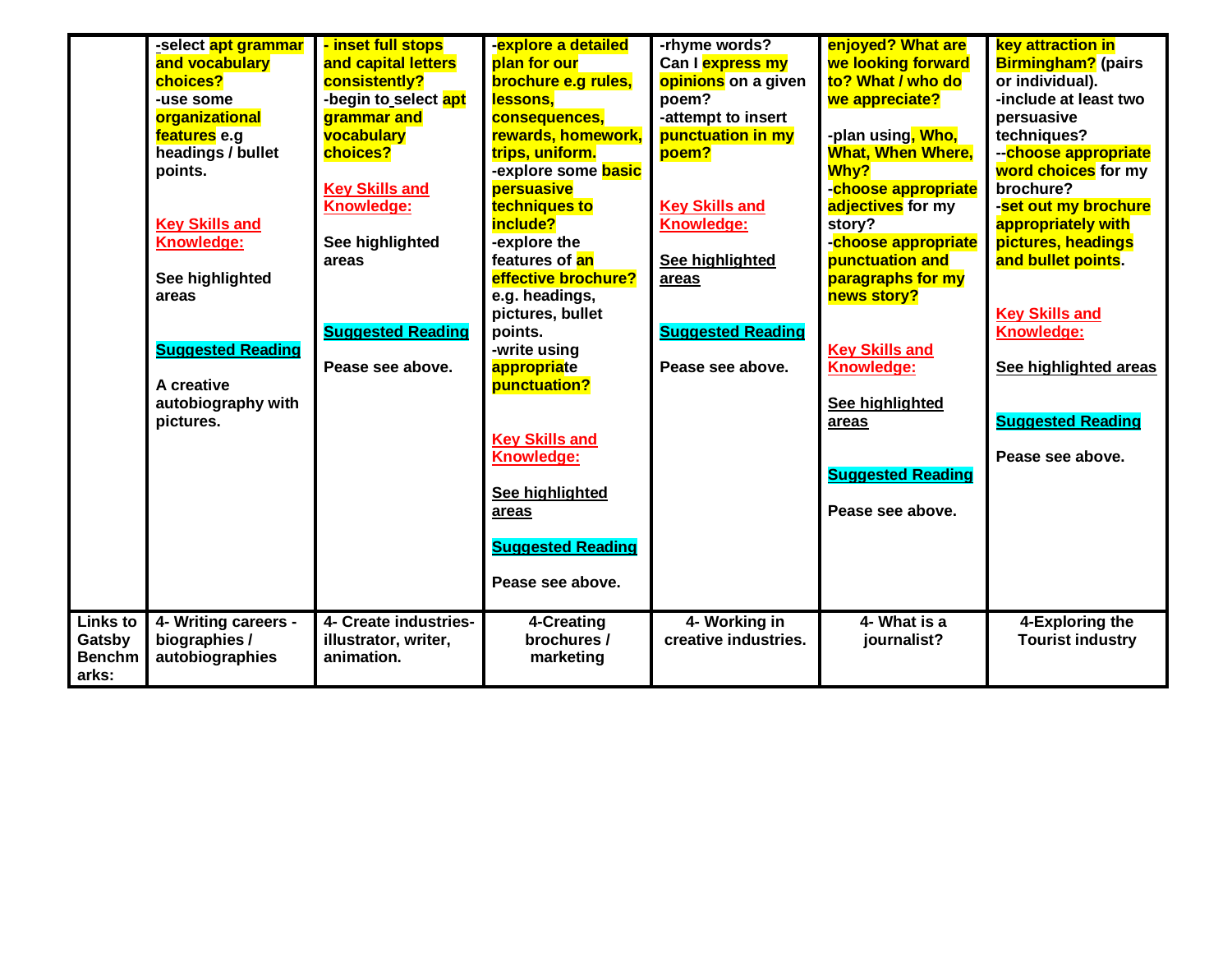| | | | | | | |
|---|---|---|---|---|---|---|
| | -select apt grammar and vocabulary choices?<br>-use some organizational features e.g headings / bullet points.<br><br>Key Skills and Knowledge:<br><br>See highlighted areas<br><br>Suggested Reading<br><br>A creative autobiography with pictures. | - inset full stops and capital letters consistently?<br>-begin to select apt grammar and vocabulary choices?<br><br>Key Skills and Knowledge:<br><br>See highlighted areas<br><br>Suggested Reading<br><br>Pease see above. | -explore a detailed plan for our brochure e.g rules, lessons, consequences, rewards, homework, trips, uniform.<br>-explore some basic persuasive techniques to include?<br>-explore the features of an effective brochure? e.g. headings, pictures, bullet points.<br>-write using appropriate punctuation?<br><br>Key Skills and Knowledge:<br><br>See highlighted areas<br><br>Suggested Reading<br><br>Pease see above. | -rhyme words?<br>Can I express my opinions on a given poem?<br>-attempt to insert punctuation in my poem?<br><br>Key Skills and Knowledge:<br><br>See highlighted areas<br><br>Suggested Reading<br><br>Pease see above. | enjoyed? What are we looking forward to? What / who do we appreciate?<br><br>-plan using, Who, What, When Where, Why?<br>-choose appropriate adjectives for my story?<br>-choose appropriate punctuation and paragraphs for my news story?<br><br>Key Skills and Knowledge:<br><br>See highlighted areas<br><br>Suggested Reading<br><br>Pease see above. | key attraction in Birmingham? (pairs or individual).<br>-include at least two persuasive techniques?<br>--choose appropriate word choices for my brochure?<br>-set out my brochure appropriately with pictures, headings and bullet points.<br><br>Key Skills and Knowledge:<br><br>See highlighted areas<br><br>Suggested Reading<br><br>Pease see above. |
| Links to Gatsby Benchmarks: | 4- Writing careers - biographies / autobiographies | 4- Create industries- illustrator, writer, animation. | 4-Creating brochures / marketing | 4- Working in creative industries. | 4- What is a journalist? | 4-Exploring the Tourist industry |